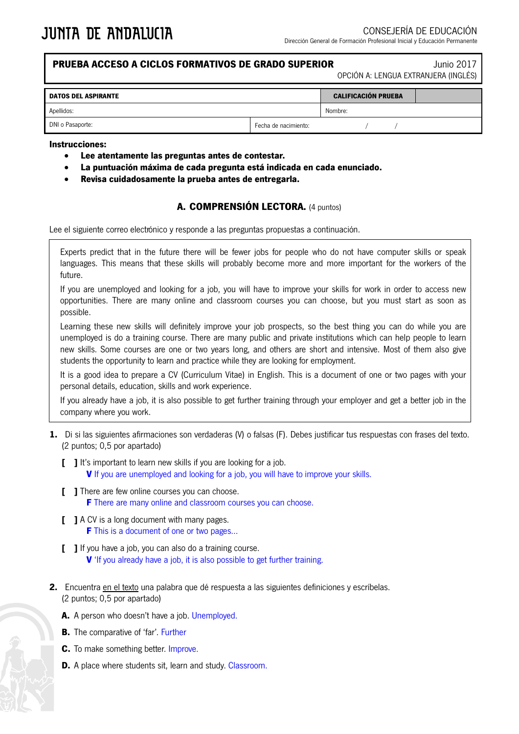JUNTA DE ANDALUCIA

CONSEJERÍA DE EDUCACIÓN
Dirección General de Formación Profesional Inicial y Educación Permanente

| **PRUEBA ACCESO A CICLOS FORMATIVOS DE GRADO SUPERIOR** | Junio 2017 OPCIÓN A: LENGUA EXTRANJERA (INGLÉS) |
|---|---|

| **DATOS DEL ASPIRANTE** | | **CALIFICACIÓN PRUEBA** | |
|---|---|---|---|
| Apellidos: | | Nombre: | |
| DNI o Pasaporte: | Fecha de nacimiento: / / | | |

**Instrucciones:**

- **Lee atentamente las preguntas antes de contestar.**
- **La puntuación máxima de cada pregunta está indicada en cada enunciado.**
- **Revisa cuidadosamente la prueba antes de entregarla.**

## A. COMPRENSIÓN LECTORA. (4 puntos)

Lee el siguiente correo electrónico y responde a las preguntas propuestas a continuación.

> Experts predict that in the future there will be fewer jobs for people who do not have computer skills or speak languages. This means that these skills will probably become more and more important for the workers of the future.
>
> If you are unemployed and looking for a job, you will have to improve your skills for work in order to access new opportunities. There are many online and classroom courses you can choose, but you must start as soon as possible.
>
> Learning these new skills will definitely improve your job prospects, so the best thing you can do while you are unemployed is do a training course. There are many public and private institutions which can help people to learn new skills. Some courses are one or two years long, and others are short and intensive. Most of them also give students the opportunity to learn and practice while they are looking for employment.
>
> It is a good idea to prepare a CV (Curriculum Vitae) in English. This is a document of one or two pages with your personal details, education, skills and work experience.
>
> If you already have a job, it is also possible to get further training through your employer and get a better job in the company where you work.

**1.** Di si las siguientes afirmaciones son verdaderas (V) o falsas (F). Debes justificar tus respuestas con frases del texto. (2 puntos; 0,5 por apartado)

**[ ]** It's important to learn new skills if you are looking for a job.
**V** If you are unemployed and looking for a job, you will have to improve your skills.

**[ ]** There are few online courses you can choose.
**F** There are many online and classroom courses you can choose.

**[ ]** A CV is a long document with many pages.
**F** This is a document of one or two pages...

**[ ]** If you have a job, you can also do a training course.
**V** 'If you already have a job, it is also possible to get further training.

**2.** Encuentra en el texto una palabra que dé respuesta a las siguientes definiciones y escríbelas. (2 puntos; 0,5 por apartado)

**A.** A person who doesn't have a job. Unemployed.

**B.** The comparative of 'far'. Further

**C.** To make something better. Improve.

**D.** A place where students sit, learn and study. Classroom.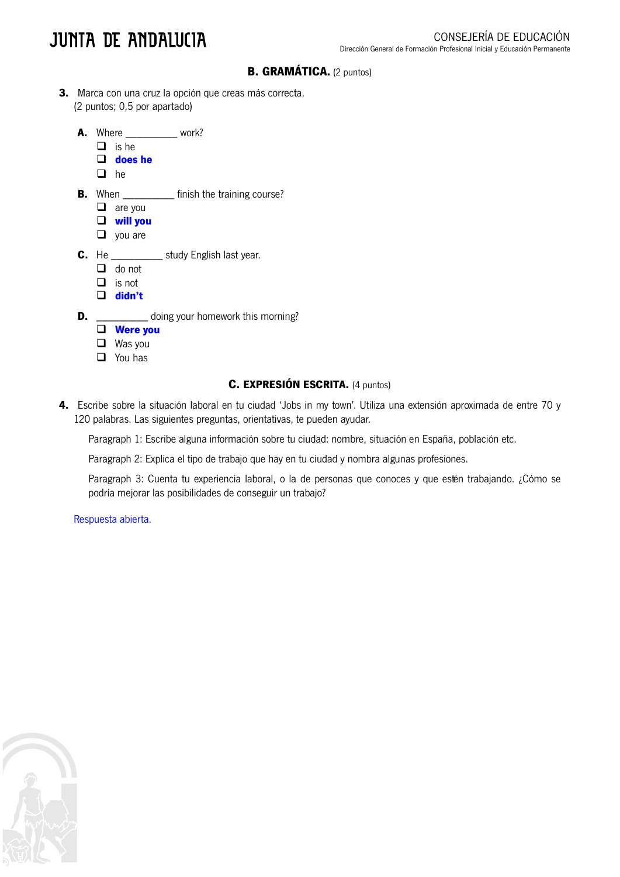## B. GRAMÁTICA. (2 puntos)

**3.** Marca con una cruz la opción que creas más correcta.
(2 puntos; 0,5 por apartado)

**A.** Where __________ work?

- ❑ is he
- ❑ **does he**
- ❑ he

**B.** When __________ finish the training course?

- ❑ are you
- ❑ **will you**
- ❑ you are

**C.** He __________ study English last year.

- ❑ do not
- ❑ is not
- ❑ **didn't**

**D.** __________ doing your homework this morning?

- ❑ **Were you**
- ❑ Was you
- ❑ You has

## C. EXPRESIÓN ESCRITA. (4 puntos)

**4.** Escribe sobre la situación laboral en tu ciudad 'Jobs in my town'. Utiliza una extensión aproximada de entre 70 y 120 palabras. Las siguientes preguntas, orientativas, te pueden ayudar.

Paragraph 1: Escribe alguna información sobre tu ciudad: nombre, situación en España, población etc.

Paragraph 2: Explica el tipo de trabajo que hay en tu ciudad y nombra algunas profesiones.

Paragraph 3: Cuenta tu experiencia laboral, o la de personas que conoces y que estén trabajando. ¿Cómo se podría mejorar las posibilidades de conseguir un trabajo?

Respuesta abierta.